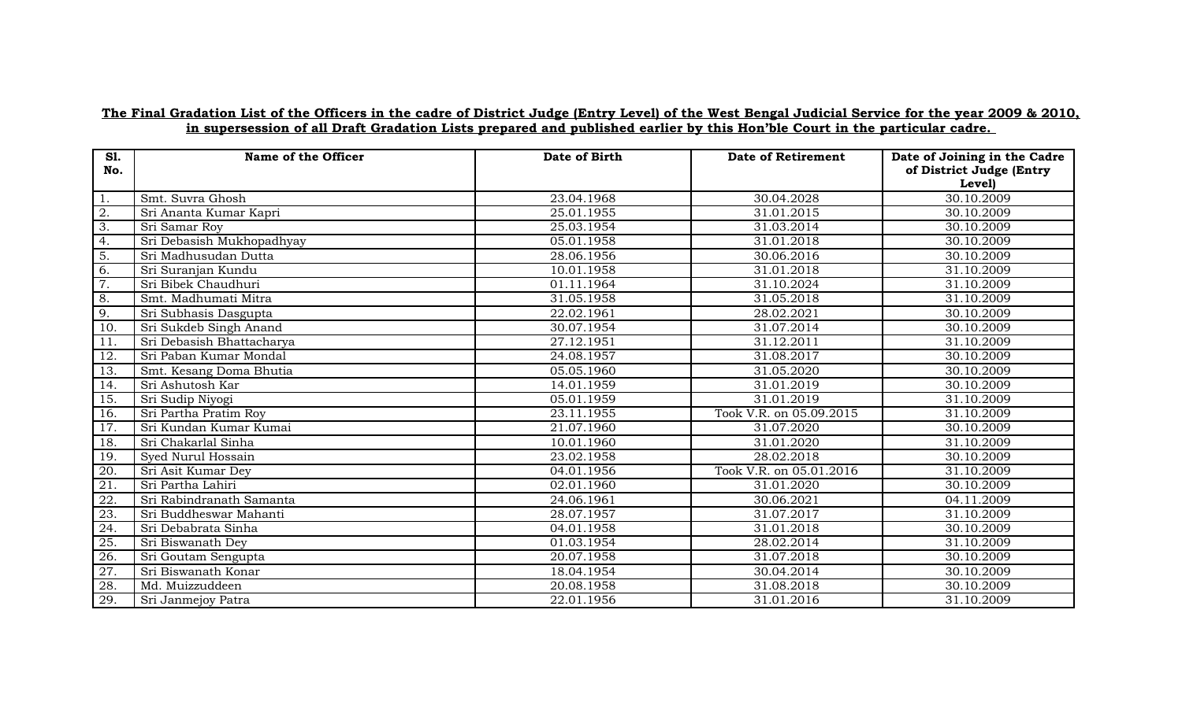**The Final Gradation List of the Officers in the cadre of District Judge (Entry Level) of the West Bengal Judicial Service for the year 2009 & 2010, in supersession of all Draft Gradation Lists prepared and published earlier by this Hon'ble Court in the particular cadre.**

| Sl. No. | Name of the Officer | Date of Birth | Date of Retirement | Date of Joining in the Cadre of District Judge (Entry Level) |
|---|---|---|---|---|
| 1. | Smt. Suvra Ghosh | 23.04.1968 | 30.04.2028 | 30.10.2009 |
| 2. | Sri Ananta Kumar Kapri | 25.01.1955 | 31.01.2015 | 30.10.2009 |
| 3. | Sri Samar Roy | 25.03.1954 | 31.03.2014 | 30.10.2009 |
| 4. | Sri Debasish Mukhopadhyay | 05.01.1958 | 31.01.2018 | 30.10.2009 |
| 5. | Sri Madhusudan Dutta | 28.06.1956 | 30.06.2016 | 30.10.2009 |
| 6. | Sri Suranjan Kundu | 10.01.1958 | 31.01.2018 | 31.10.2009 |
| 7. | Sri Bibek Chaudhuri | 01.11.1964 | 31.10.2024 | 31.10.2009 |
| 8. | Smt. Madhumati Mitra | 31.05.1958 | 31.05.2018 | 31.10.2009 |
| 9. | Sri Subhasis Dasgupta | 22.02.1961 | 28.02.2021 | 30.10.2009 |
| 10. | Sri Sukdeb Singh Anand | 30.07.1954 | 31.07.2014 | 30.10.2009 |
| 11. | Sri Debasish Bhattacharya | 27.12.1951 | 31.12.2011 | 31.10.2009 |
| 12. | Sri Paban Kumar Mondal | 24.08.1957 | 31.08.2017 | 30.10.2009 |
| 13. | Smt. Kesang Doma Bhutia | 05.05.1960 | 31.05.2020 | 30.10.2009 |
| 14. | Sri Ashutosh Kar | 14.01.1959 | 31.01.2019 | 30.10.2009 |
| 15. | Sri Sudip Niyogi | 05.01.1959 | 31.01.2019 | 31.10.2009 |
| 16. | Sri Partha Pratim Roy | 23.11.1955 | Took V.R. on 05.09.2015 | 31.10.2009 |
| 17. | Sri Kundan Kumar Kumai | 21.07.1960 | 31.07.2020 | 30.10.2009 |
| 18. | Sri Chakarlal Sinha | 10.01.1960 | 31.01.2020 | 31.10.2009 |
| 19. | Syed Nurul Hossain | 23.02.1958 | 28.02.2018 | 30.10.2009 |
| 20. | Sri Asit Kumar Dey | 04.01.1956 | Took V.R. on 05.01.2016 | 31.10.2009 |
| 21. | Sri Partha Lahiri | 02.01.1960 | 31.01.2020 | 30.10.2009 |
| 22. | Sri Rabindranath Samanta | 24.06.1961 | 30.06.2021 | 04.11.2009 |
| 23. | Sri Buddheswar Mahanti | 28.07.1957 | 31.07.2017 | 31.10.2009 |
| 24. | Sri Debabrata Sinha | 04.01.1958 | 31.01.2018 | 30.10.2009 |
| 25. | Sri Biswanath Dey | 01.03.1954 | 28.02.2014 | 31.10.2009 |
| 26. | Sri Goutam Sengupta | 20.07.1958 | 31.07.2018 | 30.10.2009 |
| 27. | Sri Biswanath Konar | 18.04.1954 | 30.04.2014 | 30.10.2009 |
| 28. | Md. Muizzuddeen | 20.08.1958 | 31.08.2018 | 30.10.2009 |
| 29. | Sri Janmejoy Patra | 22.01.1956 | 31.01.2016 | 31.10.2009 |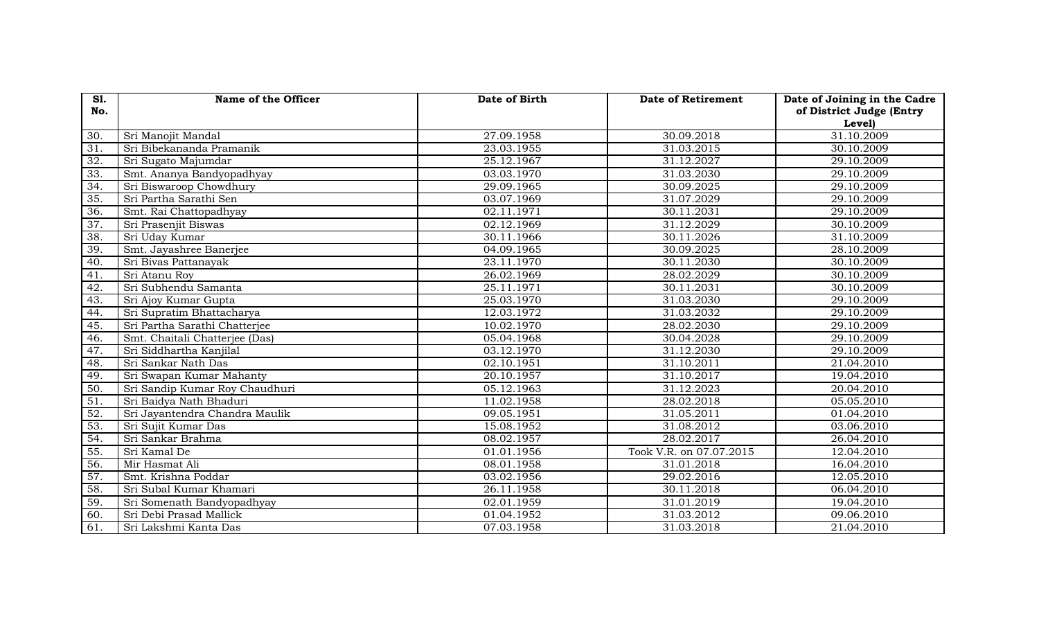| Sl. No. | Name of the Officer | Date of Birth | Date of Retirement | Date of Joining in the Cadre of District Judge (Entry Level) |
|---|---|---|---|---|
| 30. | Sri Manojit Mandal | 27.09.1958 | 30.09.2018 | 31.10.2009 |
| 31. | Sri Bibekananda Pramanik | 23.03.1955 | 31.03.2015 | 30.10.2009 |
| 32. | Sri Sugato Majumdar | 25.12.1967 | 31.12.2027 | 29.10.2009 |
| 33. | Smt. Ananya Bandyopadhyay | 03.03.1970 | 31.03.2030 | 29.10.2009 |
| 34. | Sri Biswaroop Chowdhury | 29.09.1965 | 30.09.2025 | 29.10.2009 |
| 35. | Sri Partha Sarathi Sen | 03.07.1969 | 31.07.2029 | 29.10.2009 |
| 36. | Smt. Rai Chattopadhyay | 02.11.1971 | 30.11.2031 | 29.10.2009 |
| 37. | Sri Prasenjit Biswas | 02.12.1969 | 31.12.2029 | 30.10.2009 |
| 38. | Sri Uday Kumar | 30.11.1966 | 30.11.2026 | 31.10.2009 |
| 39. | Smt. Jayashree Banerjee | 04.09.1965 | 30.09.2025 | 28.10.2009 |
| 40. | Sri Bivas Pattanayak | 23.11.1970 | 30.11.2030 | 30.10.2009 |
| 41. | Sri Atanu Roy | 26.02.1969 | 28.02.2029 | 30.10.2009 |
| 42. | Sri Subhendu Samanta | 25.11.1971 | 30.11.2031 | 30.10.2009 |
| 43. | Sri Ajoy Kumar Gupta | 25.03.1970 | 31.03.2030 | 29.10.2009 |
| 44. | Sri Supratim Bhattacharya | 12.03.1972 | 31.03.2032 | 29.10.2009 |
| 45. | Sri Partha Sarathi Chatterjee | 10.02.1970 | 28.02.2030 | 29.10.2009 |
| 46. | Smt. Chaitali Chatterjee (Das) | 05.04.1968 | 30.04.2028 | 29.10.2009 |
| 47. | Sri Siddhartha Kanjilal | 03.12.1970 | 31.12.2030 | 29.10.2009 |
| 48. | Sri Sankar Nath Das | 02.10.1951 | 31.10.2011 | 21.04.2010 |
| 49. | Sri Swapan Kumar Mahanty | 20.10.1957 | 31.10.2017 | 19.04.2010 |
| 50. | Sri Sandip Kumar Roy Chaudhuri | 05.12.1963 | 31.12.2023 | 20.04.2010 |
| 51. | Sri Baidya Nath Bhaduri | 11.02.1958 | 28.02.2018 | 05.05.2010 |
| 52. | Sri Jayantendra Chandra Maulik | 09.05.1951 | 31.05.2011 | 01.04.2010 |
| 53. | Sri Sujit Kumar Das | 15.08.1952 | 31.08.2012 | 03.06.2010 |
| 54. | Sri Sankar Brahma | 08.02.1957 | 28.02.2017 | 26.04.2010 |
| 55. | Sri Kamal De | 01.01.1956 | Took V.R. on 07.07.2015 | 12.04.2010 |
| 56. | Mir Hasmat Ali | 08.01.1958 | 31.01.2018 | 16.04.2010 |
| 57. | Smt. Krishna Poddar | 03.02.1956 | 29.02.2016 | 12.05.2010 |
| 58. | Sri Subal Kumar Khamari | 26.11.1958 | 30.11.2018 | 06.04.2010 |
| 59. | Sri Somenath Bandyopadhyay | 02.01.1959 | 31.01.2019 | 19.04.2010 |
| 60. | Sri Debi Prasad Mallick | 01.04.1952 | 31.03.2012 | 09.06.2010 |
| 61. | Sri Lakshmi Kanta Das | 07.03.1958 | 31.03.2018 | 21.04.2010 |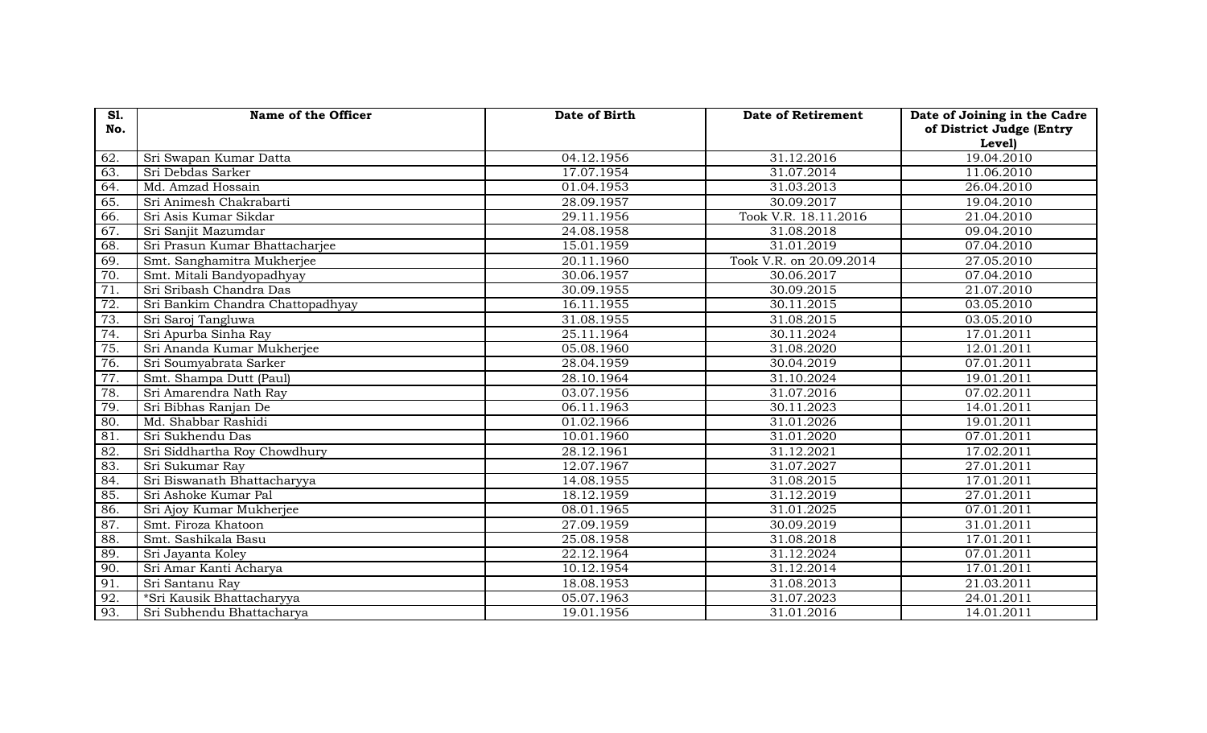| Sl. No. | Name of the Officer | Date of Birth | Date of Retirement | Date of Joining in the Cadre of District Judge (Entry Level) |
|---|---|---|---|---|
| 62. | Sri Swapan Kumar Datta | 04.12.1956 | 31.12.2016 | 19.04.2010 |
| 63. | Sri Debdas Sarker | 17.07.1954 | 31.07.2014 | 11.06.2010 |
| 64. | Md. Amzad Hossain | 01.04.1953 | 31.03.2013 | 26.04.2010 |
| 65. | Sri Animesh Chakrabarti | 28.09.1957 | 30.09.2017 | 19.04.2010 |
| 66. | Sri Asis Kumar Sikdar | 29.11.1956 | Took V.R. 18.11.2016 | 21.04.2010 |
| 67. | Sri Sanjit Mazumdar | 24.08.1958 | 31.08.2018 | 09.04.2010 |
| 68. | Sri Prasun Kumar Bhattacharjee | 15.01.1959 | 31.01.2019 | 07.04.2010 |
| 69. | Smt. Sanghamitra Mukherjee | 20.11.1960 | Took V.R. on 20.09.2014 | 27.05.2010 |
| 70. | Smt. Mitali Bandyopadhyay | 30.06.1957 | 30.06.2017 | 07.04.2010 |
| 71. | Sri Sribash Chandra Das | 30.09.1955 | 30.09.2015 | 21.07.2010 |
| 72. | Sri Bankim Chandra Chattopadhyay | 16.11.1955 | 30.11.2015 | 03.05.2010 |
| 73. | Sri Saroj Tangluwa | 31.08.1955 | 31.08.2015 | 03.05.2010 |
| 74. | Sri Apurba Sinha Ray | 25.11.1964 | 30.11.2024 | 17.01.2011 |
| 75. | Sri Ananda Kumar Mukherjee | 05.08.1960 | 31.08.2020 | 12.01.2011 |
| 76. | Sri Soumyabrata Sarker | 28.04.1959 | 30.04.2019 | 07.01.2011 |
| 77. | Smt. Shampa Dutt (Paul) | 28.10.1964 | 31.10.2024 | 19.01.2011 |
| 78. | Sri Amarendra Nath Ray | 03.07.1956 | 31.07.2016 | 07.02.2011 |
| 79. | Sri Bibhas Ranjan De | 06.11.1963 | 30.11.2023 | 14.01.2011 |
| 80. | Md. Shabbar Rashidi | 01.02.1966 | 31.01.2026 | 19.01.2011 |
| 81. | Sri Sukhendu Das | 10.01.1960 | 31.01.2020 | 07.01.2011 |
| 82. | Sri Siddhartha Roy Chowdhury | 28.12.1961 | 31.12.2021 | 17.02.2011 |
| 83. | Sri Sukumar Ray | 12.07.1967 | 31.07.2027 | 27.01.2011 |
| 84. | Sri Biswanath Bhattacharyya | 14.08.1955 | 31.08.2015 | 17.01.2011 |
| 85. | Sri Ashoke Kumar Pal | 18.12.1959 | 31.12.2019 | 27.01.2011 |
| 86. | Sri Ajoy Kumar Mukherjee | 08.01.1965 | 31.01.2025 | 07.01.2011 |
| 87. | Smt. Firoza Khatoon | 27.09.1959 | 30.09.2019 | 31.01.2011 |
| 88. | Smt. Sashikala Basu | 25.08.1958 | 31.08.2018 | 17.01.2011 |
| 89. | Sri Jayanta Koley | 22.12.1964 | 31.12.2024 | 07.01.2011 |
| 90. | Sri Amar Kanti Acharya | 10.12.1954 | 31.12.2014 | 17.01.2011 |
| 91. | Sri Santanu Ray | 18.08.1953 | 31.08.2013 | 21.03.2011 |
| 92. | *Sri Kausik Bhattacharyya | 05.07.1963 | 31.07.2023 | 24.01.2011 |
| 93. | Sri Subhendu Bhattacharya | 19.01.1956 | 31.01.2016 | 14.01.2011 |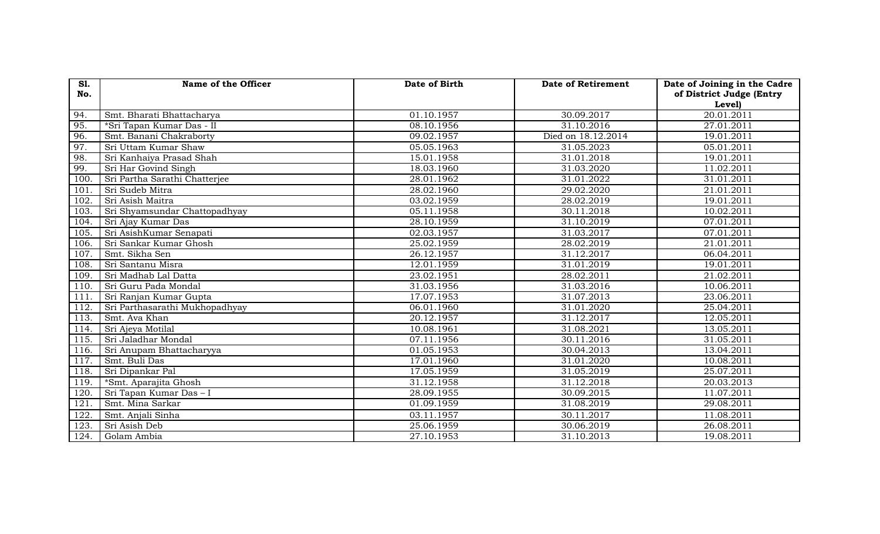| Sl. No. | Name of the Officer | Date of Birth | Date of Retirement | Date of Joining in the Cadre of District Judge (Entry Level) |
|---|---|---|---|---|
| 94. | Smt. Bharati Bhattacharya | 01.10.1957 | 30.09.2017 | 20.01.2011 |
| 95. | *Sri Tapan Kumar Das - II | 08.10.1956 | 31.10.2016 | 27.01.2011 |
| 96. | Smt. Banani Chakraborty | 09.02.1957 | Died on 18.12.2014 | 19.01.2011 |
| 97. | Sri Uttam Kumar Shaw | 05.05.1963 | 31.05.2023 | 05.01.2011 |
| 98. | Sri Kanhaiya Prasad Shah | 15.01.1958 | 31.01.2018 | 19.01.2011 |
| 99. | Sri Har Govind Singh | 18.03.1960 | 31.03.2020 | 11.02.2011 |
| 100. | Sri Partha Sarathi Chatterjee | 28.01.1962 | 31.01.2022 | 31.01.2011 |
| 101. | Sri Sudeb Mitra | 28.02.1960 | 29.02.2020 | 21.01.2011 |
| 102. | Sri Asish Maitra | 03.02.1959 | 28.02.2019 | 19.01.2011 |
| 103. | Sri Shyamsundar Chattopadhyay | 05.11.1958 | 30.11.2018 | 10.02.2011 |
| 104. | Sri Ajay Kumar Das | 28.10.1959 | 31.10.2019 | 07.01.2011 |
| 105. | Sri AsishKumar Senapati | 02.03.1957 | 31.03.2017 | 07.01.2011 |
| 106. | Sri Sankar Kumar Ghosh | 25.02.1959 | 28.02.2019 | 21.01.2011 |
| 107. | Smt. Sikha Sen | 26.12.1957 | 31.12.2017 | 06.04.2011 |
| 108. | Sri Santanu Misra | 12.01.1959 | 31.01.2019 | 19.01.2011 |
| 109. | Sri Madhab Lal Datta | 23.02.1951 | 28.02.2011 | 21.02.2011 |
| 110. | Sri Guru Pada Mondal | 31.03.1956 | 31.03.2016 | 10.06.2011 |
| 111. | Sri Ranjan Kumar Gupta | 17.07.1953 | 31.07.2013 | 23.06.2011 |
| 112. | Sri Parthasarathi Mukhopadhyay | 06.01.1960 | 31.01.2020 | 25.04.2011 |
| 113. | Smt. Ava Khan | 20.12.1957 | 31.12.2017 | 12.05.2011 |
| 114. | Sri Ajeya Motilal | 10.08.1961 | 31.08.2021 | 13.05.2011 |
| 115. | Sri Jaladhar Mondal | 07.11.1956 | 30.11.2016 | 31.05.2011 |
| 116. | Sri Anupam Bhattacharyya | 01.05.1953 | 30.04.2013 | 13.04.2011 |
| 117. | Smt. Buli Das | 17.01.1960 | 31.01.2020 | 10.08.2011 |
| 118. | Sri Dipankar Pal | 17.05.1959 | 31.05.2019 | 25.07.2011 |
| 119. | *Smt. Aparajita Ghosh | 31.12.1958 | 31.12.2018 | 20.03.2013 |
| 120. | Sri Tapan Kumar Das – I | 28.09.1955 | 30.09.2015 | 11.07.2011 |
| 121. | Smt. Mina Sarkar | 01.09.1959 | 31.08.2019 | 29.08.2011 |
| 122. | Smt. Anjali Sinha | 03.11.1957 | 30.11.2017 | 11.08.2011 |
| 123. | Sri Asish Deb | 25.06.1959 | 30.06.2019 | 26.08.2011 |
| 124. | Golam Ambia | 27.10.1953 | 31.10.2013 | 19.08.2011 |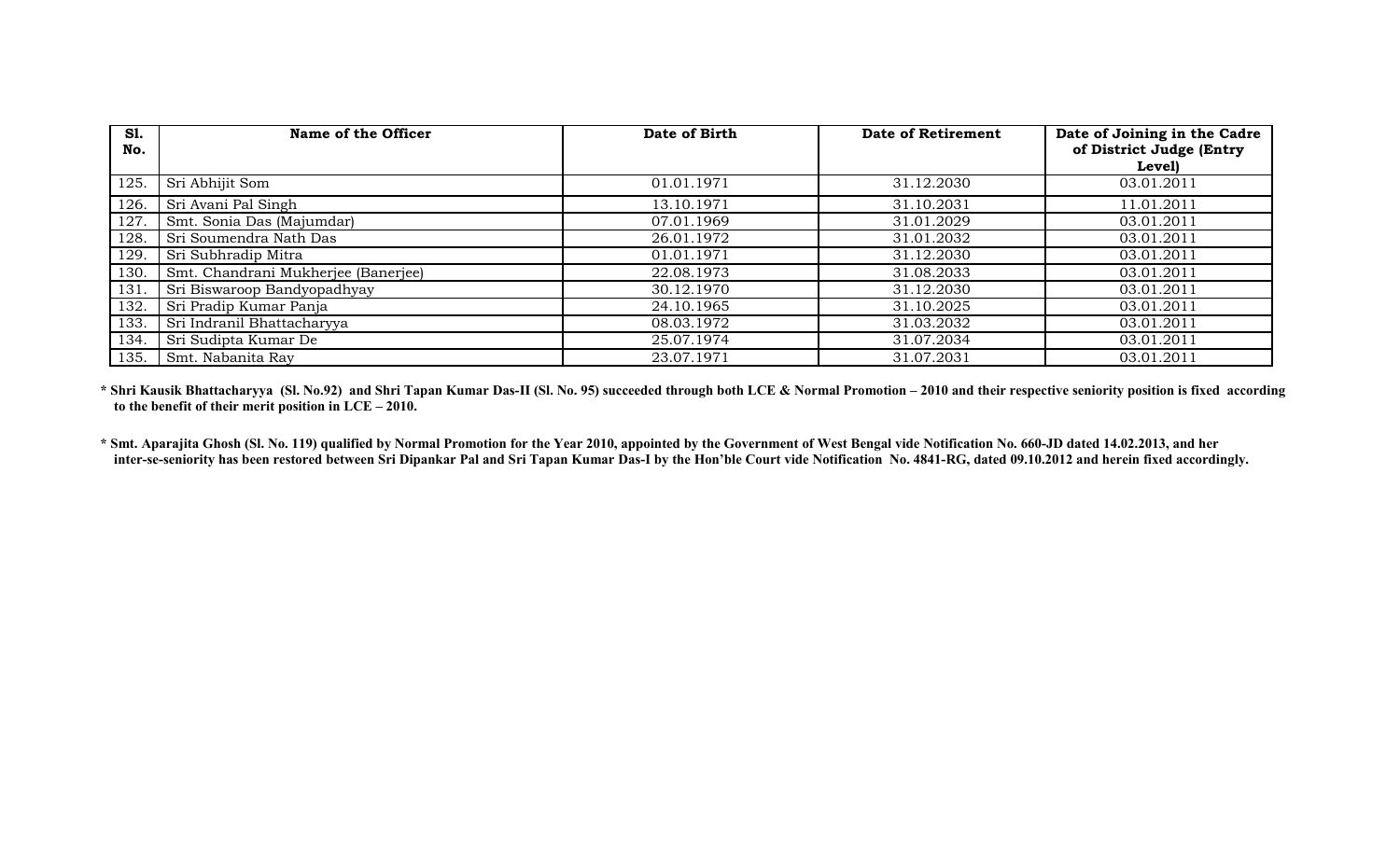| Sl. No. | Name of the Officer | Date of Birth | Date of Retirement | Date of Joining in the Cadre of District Judge (Entry Level) |
|---|---|---|---|---|
| 125. | Sri Abhijit Som | 01.01.1971 | 31.12.2030 | 03.01.2011 |
| 126. | Sri Avani Pal Singh | 13.10.1971 | 31.10.2031 | 11.01.2011 |
| 127. | Smt. Sonia Das (Majumdar) | 07.01.1969 | 31.01.2029 | 03.01.2011 |
| 128. | Sri Soumendra Nath Das | 26.01.1972 | 31.01.2032 | 03.01.2011 |
| 129. | Sri Subhradip Mitra | 01.01.1971 | 31.12.2030 | 03.01.2011 |
| 130. | Smt. Chandrani Mukherjee (Banerjee) | 22.08.1973 | 31.08.2033 | 03.01.2011 |
| 131. | Sri Biswaroop Bandyopadhyay | 30.12.1970 | 31.12.2030 | 03.01.2011 |
| 132. | Sri Pradip Kumar Panja | 24.10.1965 | 31.10.2025 | 03.01.2011 |
| 133. | Sri Indranil Bhattacharyya | 08.03.1972 | 31.03.2032 | 03.01.2011 |
| 134. | Sri Sudipta Kumar De | 25.07.1974 | 31.07.2034 | 03.01.2011 |
| 135. | Smt. Nabanita Ray | 23.07.1971 | 31.07.2031 | 03.01.2011 |

**\* Shri Kausik Bhattacharyya (Sl. No.92) and Shri Tapan Kumar Das-II (Sl. No. 95) succeeded through both LCE & Normal Promotion – 2010 and their respective seniority position is fixed according to the benefit of their merit position in LCE – 2010.**

**\* Smt. Aparajita Ghosh (Sl. No. 119) qualified by Normal Promotion for the Year 2010, appointed by the Government of West Bengal vide Notification No. 660-JD dated 14.02.2013, and her inter-se-seniority has been restored between Sri Dipankar Pal and Sri Tapan Kumar Das-I by the Hon'ble Court vide Notification No. 4841-RG, dated 09.10.2012 and herein fixed accordingly.**